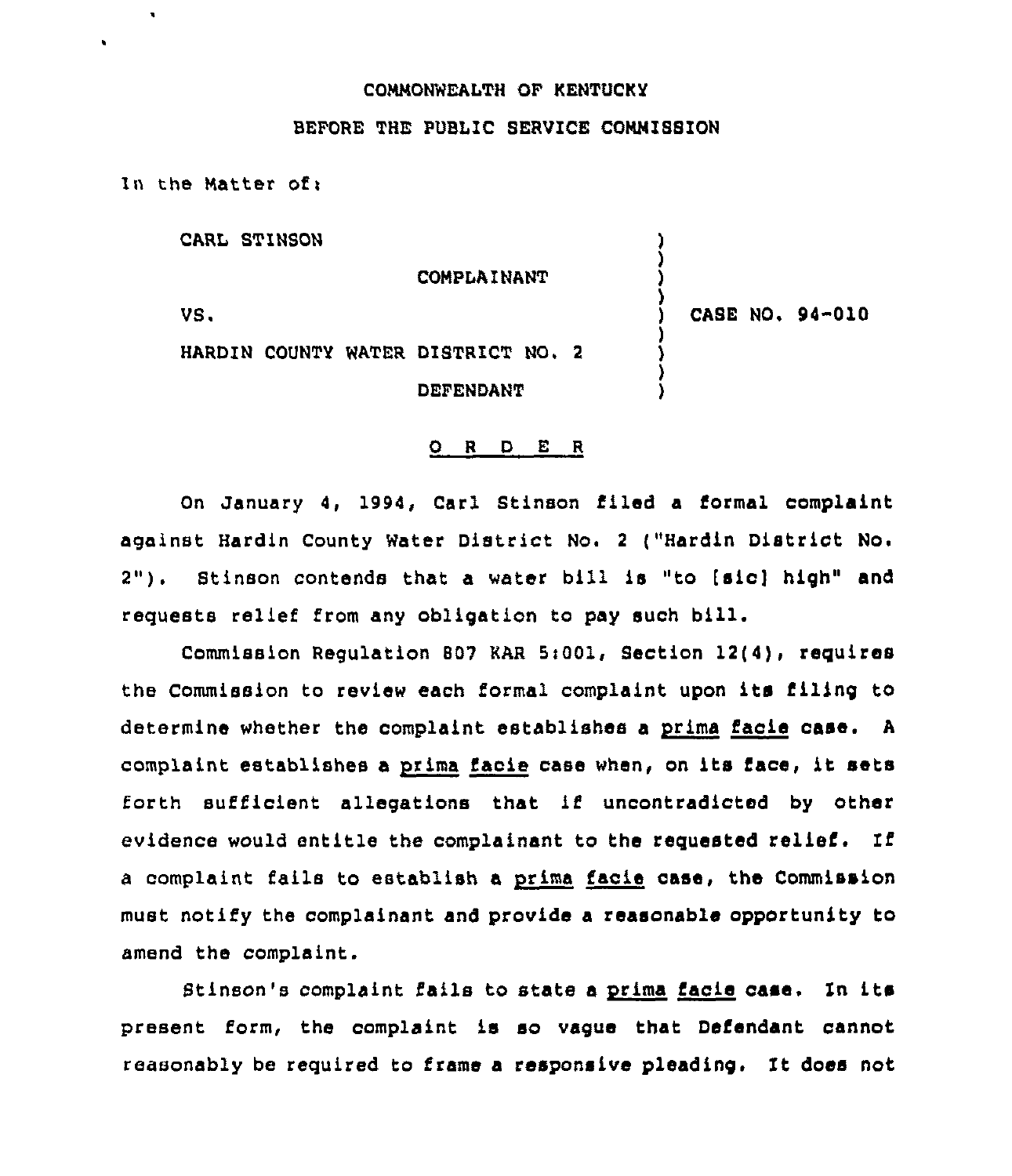COMMONWEALTH OF KENTUCKY

BEFORE THE PUBLIC SERVICE COMMISSION

In the Matter of:

| | | |
|---|---|---|
| CARL STINSON | ) | |
| COMPLAINANT | ) | |
| VS. | ) | CASE NO. 94-010 |
| HARDIN COUNTY WATER DISTRICT NO. 2 | ) | |
| DEFENDANT | ) | |

## O R D E R

On January 4, 1994, Carl Stinson filed a formal complaint against Hardin County Water District No. 2 ("Hardin District No. 2"). Stinson contends that a water bill is "to [sic] high" and requests relief from any obligation to pay such bill.

Commission Regulation 807 KAR 5:001, Section 12(4), requires the Commission to review each formal complaint upon its filing to determine whether the complaint establishes a *prima facie* case. A complaint establishes a *prima facie* case when, on its face, it sets forth sufficient allegations that if uncontradicted by other evidence would entitle the complainant to the requested relief. If a complaint fails to establish a *prima facie* case, the Commission must notify the complainant and provide a reasonable opportunity to amend the complaint.

Stinson's complaint fails to state a *prima facie* case. In its present form, the complaint is so vague that Defendant cannot reasonably be required to frame a responsive pleading. It does not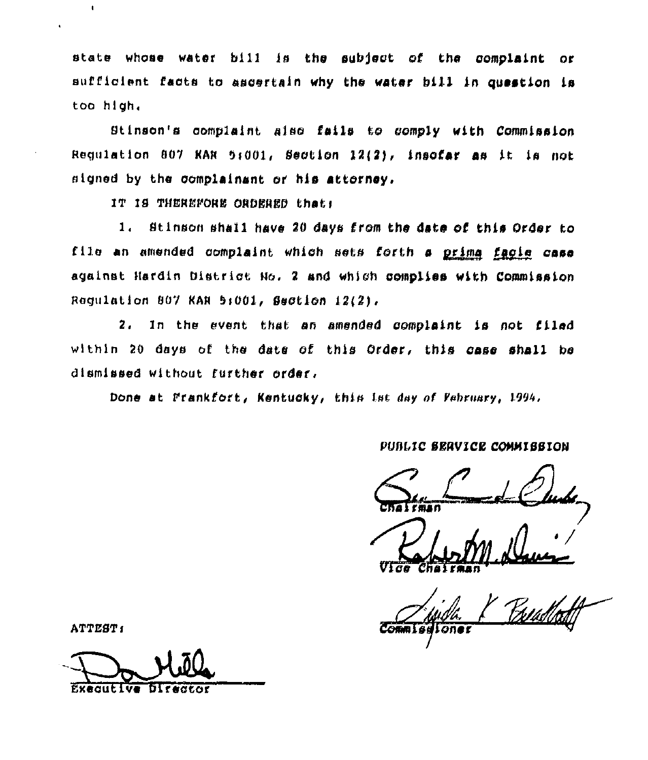state whose water bill is the subject of the complaint or sufficient facts to ascertain why the water bill in question is too high.

Stinson's complaint also fails to comply with Commission Regulation 807 KAR 5:001, Section 12(2), insofar as it is not signed by the complainant or his attorney.

IT IS THEREFORE ORDERED that:

1. Stinson shall have 20 days from the date of this Order to file an amended complaint which sets forth a *prima facie* case against Hardin District No. 2 and which complies with Commission Regulation 807 KAR 5:001, Section 12(2).

2. In the event that an amended complaint is not filed within 20 days of the date of this Order, this case shall be dismissed without further order.

Done at Frankfort, Kentucky, this 1st day of February, 1994.

PUBLIC SERVICE COMMISSION

Chairman

Vice Chairman

Commissioner

ATTEST:

Executive Director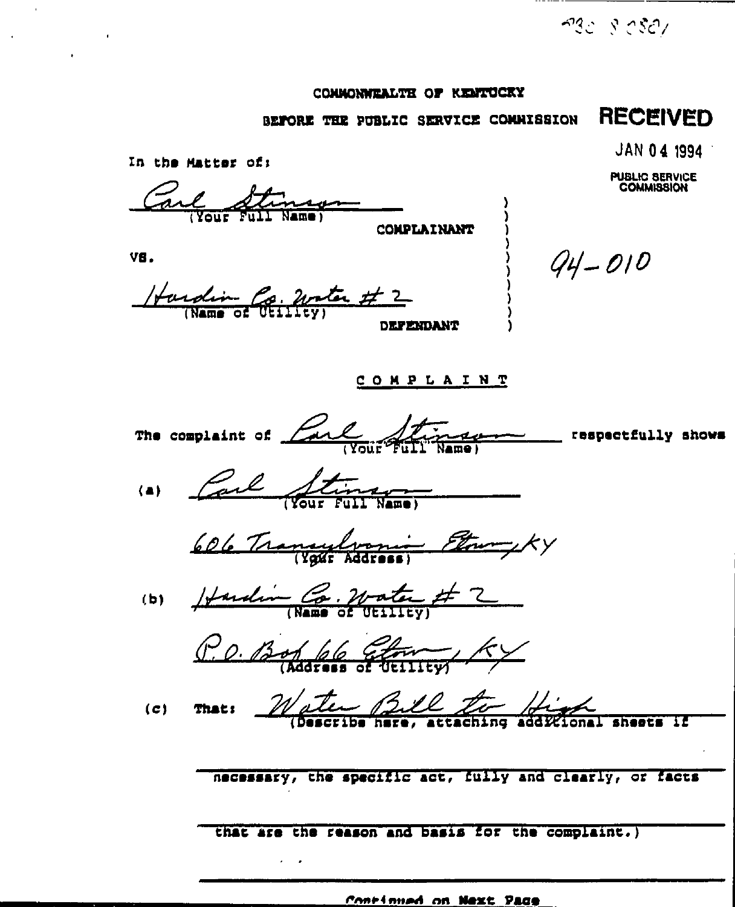930 S 0801

COMMONWEALTH OF KENTUCKY

BEFORE THE PUBLIC SERVICE COMMISSION

**RECEIVED**

JAN 04 1994

PUBLIC SERVICE COMMISSION

In the Matter of:

Carl Stinson
(Your Full Name)

COMPLAINANT

VS.

Hardin Co. Water # 2
(Name of Utility)

DEFENDANT

94-010

COMPLAINT

The complaint of Carl Stinson (Your Full Name) respectfully shows

(a) Carl Stinson
(Your Full Name)

606 Transylvania Elizabethtown, KY
(Your Address)

(b) Hardin Co. Water # 2
(Name of Utility)

P.O. Box 66 Elizabethtown, KY
(Address of Utility)

(c) That: Water Bill to High
(Describe here, attaching additional sheets if necessary, the specific act, fully and clearly, or facts that are the reason and basis for the complaint.)

Continued on Next Page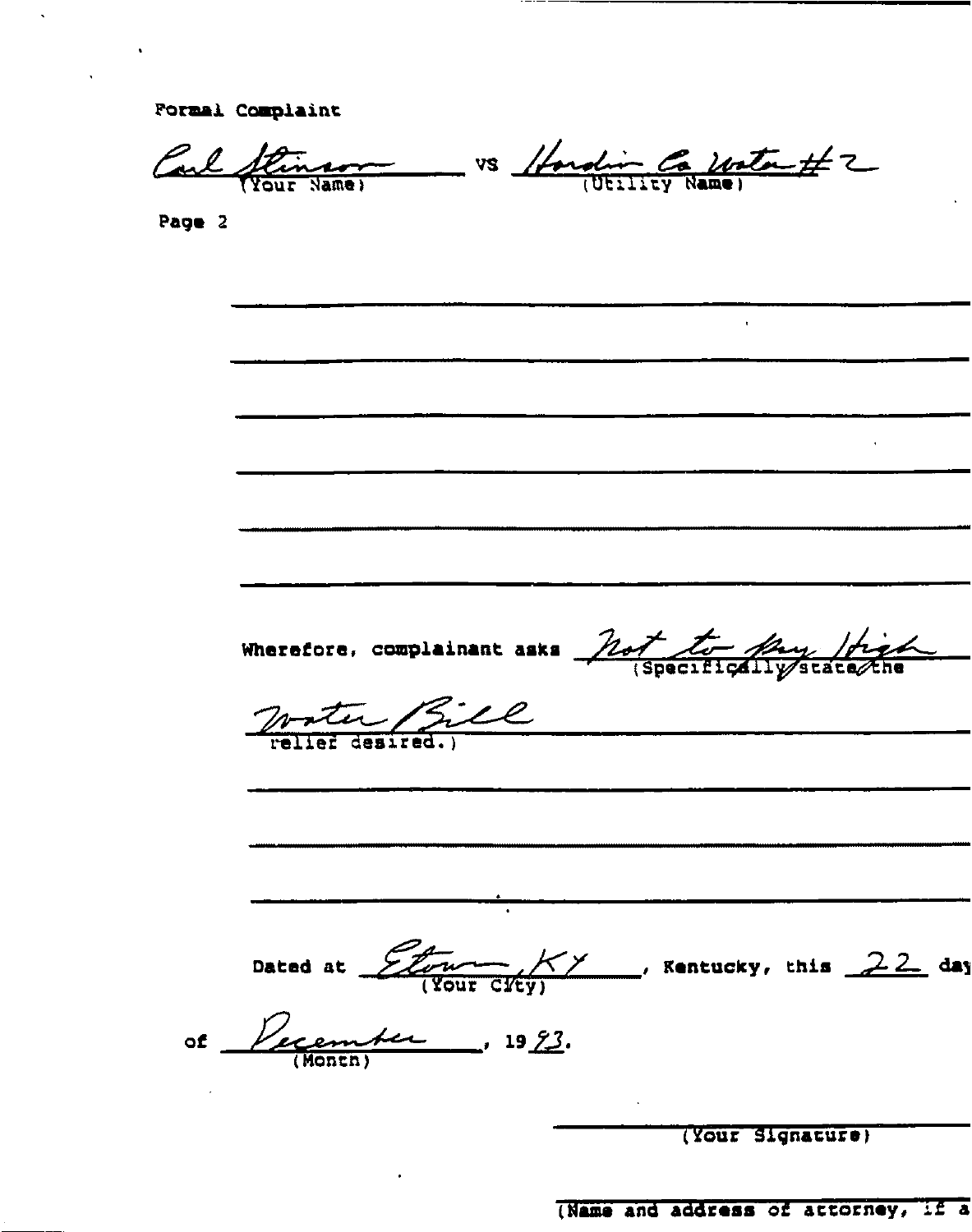Formal Complaint

Carl Stinson (Your Name) vs Hardin Co Water #2 (Utility Name)

Page 2

Wherefore, complainant asks Not to Pay High Water Bill (Specifically state the relief desired.)

Dated at Etown, KY (Your City), Kentucky, this 22 day of December (Month), 1993.

(Your Signature)

(Name and address of attorney, if a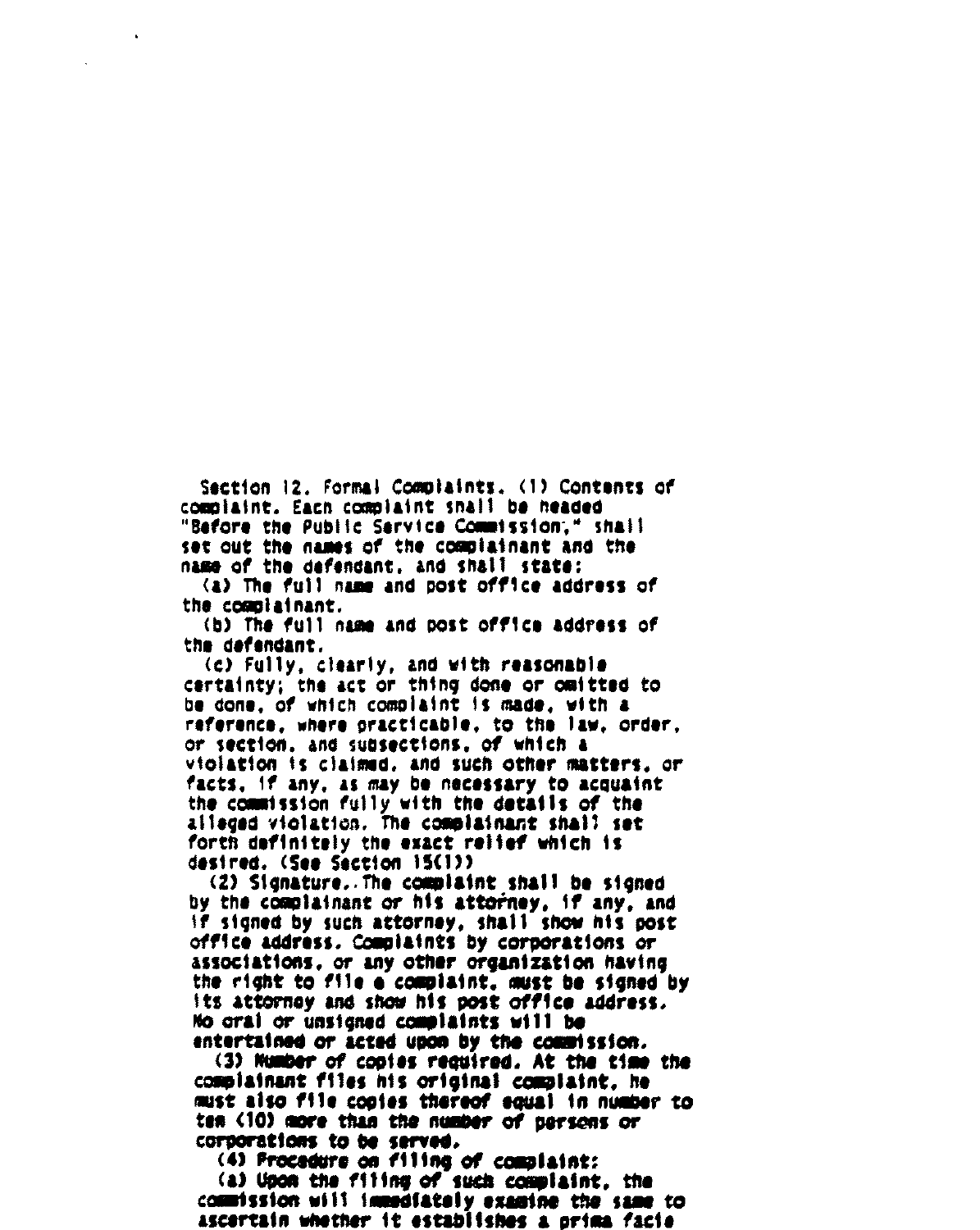Section 12. Formal Complaints. (1) Contents of complaint. Each complaint shall be headed "Before the Public Service Commission," shall set out the names of the complainant and the name of the defendant, and shall state:

(a) The full name and post office address of the complainant.

(b) The full name and post office address of the defendant.

(c) Fully, clearly, and with reasonable certainty; the act or thing done or omitted to be done, of which complaint is made, with a reference, where practicable, to the law, order, or section, and subsections, of which a violation is claimed, and such other matters, or facts, if any, as may be necessary to acquaint the commission fully with the details of the alleged violation. The complainant shall set forth definitely the exact relief which is desired. (See Section 15(1))

(2) Signature. The complaint shall be signed by the complainant or his attorney, if any, and if signed by such attorney, shall show his post office address. Complaints by corporations or associations, or any other organization having the right to file a complaint, must be signed by its attorney and show his post office address. No oral or unsigned complaints will be entertained or acted upon by the commission.

(3) Number of copies required. At the time the complainant files his original complaint, he must also file copies thereof equal in number to ten (10) more than the number of persons or corporations to be served.

(4) Procedure on filing of complaint:

(a) Upon the filing of such complaint, the commission will immediately examine the same to ascertain whether it establishes a prima facie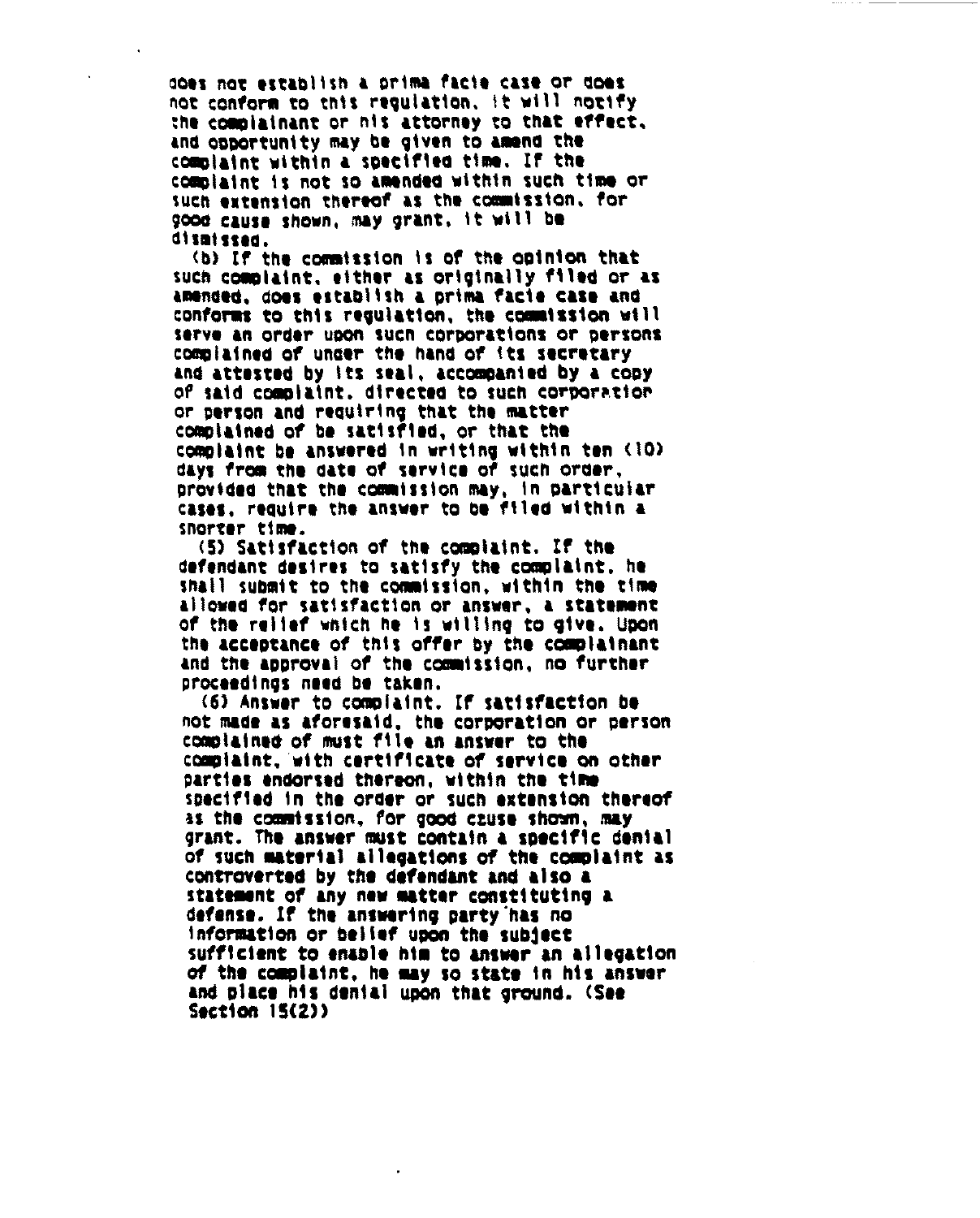does not establish a prima facie case or does not conform to this regulation, it will notify the complainant or his attorney to that effect, and opportunity may be given to amend the complaint within a specified time. If the complaint is not so amended within such time or such extension thereof as the commission, for good cause shown, may grant, it will be dismissed.

(b) If the commission is of the opinion that such complaint, either as originally filed or as amended, does establish a prima facie case and conforms to this regulation, the commission will serve an order upon such corporations or persons complained of under the hand of its secretary and attested by its seal, accompanied by a copy of said complaint, directed to such corporation or person and requiring that the matter complained of be satisfied, or that the complaint be answered in writing within ten (10) days from the date of service of such order, provided that the commission may, in particular cases, require the answer to be filed within a shorter time.

(5) Satisfaction of the complaint. If the defendant desires to satisfy the complaint, he shall submit to the commission, within the time allowed for satisfaction or answer, a statement of the relief which he is willing to give. Upon the acceptance of this offer by the complainant and the approval of the commission, no further proceedings need be taken.

(6) Answer to complaint. If satisfaction be not made as aforesaid, the corporation or person complained of must file an answer to the complaint, with certificate of service on other parties endorsed thereon, within the time specified in the order or such extension thereof as the commission, for good cause shown, may grant. The answer must contain a specific denial of such material allegations of the complaint as controverted by the defendant and also a statement of any new matter constituting a defense. If the answering party has no information or belief upon the subject sufficient to enable him to answer an allegation of the complaint, he may so state in his answer and place his denial upon that ground. (See Section 15(2))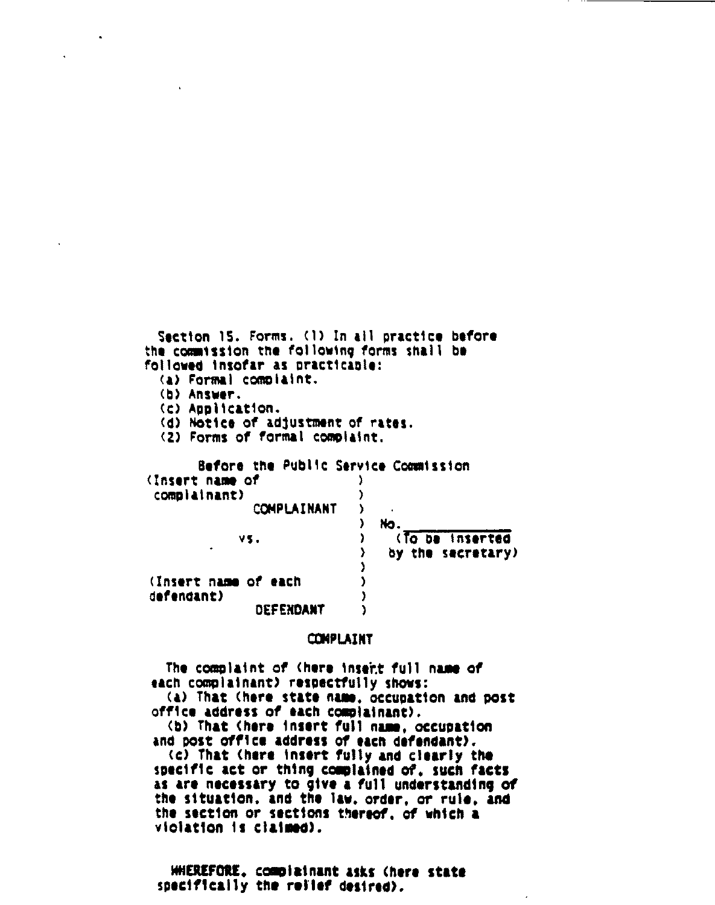Section 15. Forms. (1) In all practice before the commission the following forms shall be followed insofar as practicable:

(a) Formal complaint.

(b) Answer.

(c) Application.

(d) Notice of adjustment of rates.

(2) Forms of formal complaint.

Before the Public Service Commission

| | | |
|---|---|---|
| (Insert name of complainant) COMPLAINANT | ) | |
| | ) | No. ____________ |
| vs. | ) | (To be inserted by the secretary) |
| | ) | |
| (Insert name of each defendant) DEFENDANT | ) | |

COMPLAINT

The complaint of (here insert full name of each complainant) respectfully shows:

(a) That (here state name, occupation and post office address of each complainant).

(b) That (here insert full name, occupation and post office address of each defendant).

(c) That (here insert fully and clearly the specific act or thing complained of, such facts as are necessary to give a full understanding of the situation, and the law, order, or rule, and the section or sections thereof, of which a violation is claimed).

WHEREFORE, complainant asks (here state specifically the relief desired).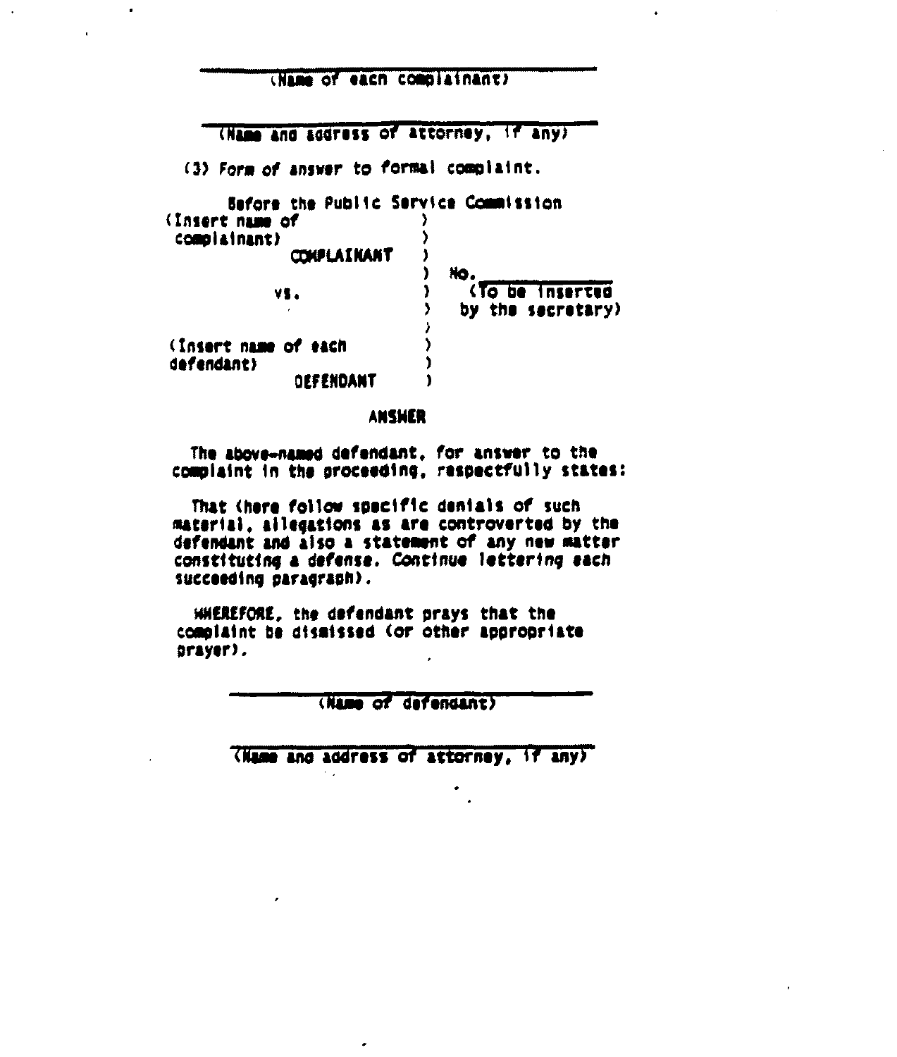______________________________
(Name of each complainant)

______________________________
(Name and address of attorney, if any)

(3) *Form of answer to formal complaint.*

Before the Public Service Commission

```
(Insert name of              )
 complainant)                )
           COMPLAINANT       )
                             )  No.____________
        vs.                  )    (To be inserted
                             )    by the secretary)
                             )
(Insert name of each         )
defendant)                   )
           DEFENDANT         )
```

**ANSWER**

The above-named defendant, for answer to the complaint in the proceeding, respectfully states:

That (here follow specific denials of such material, allegations as are controverted by the defendant and also a statement of any new matter constituting a defense. Continue lettering each succeeding paragraph).

WHEREFORE, the defendant prays that the complaint be dismissed (or other appropriate prayer).

______________________________
(Name of defendant)

______________________________
(Name and address of attorney, if any)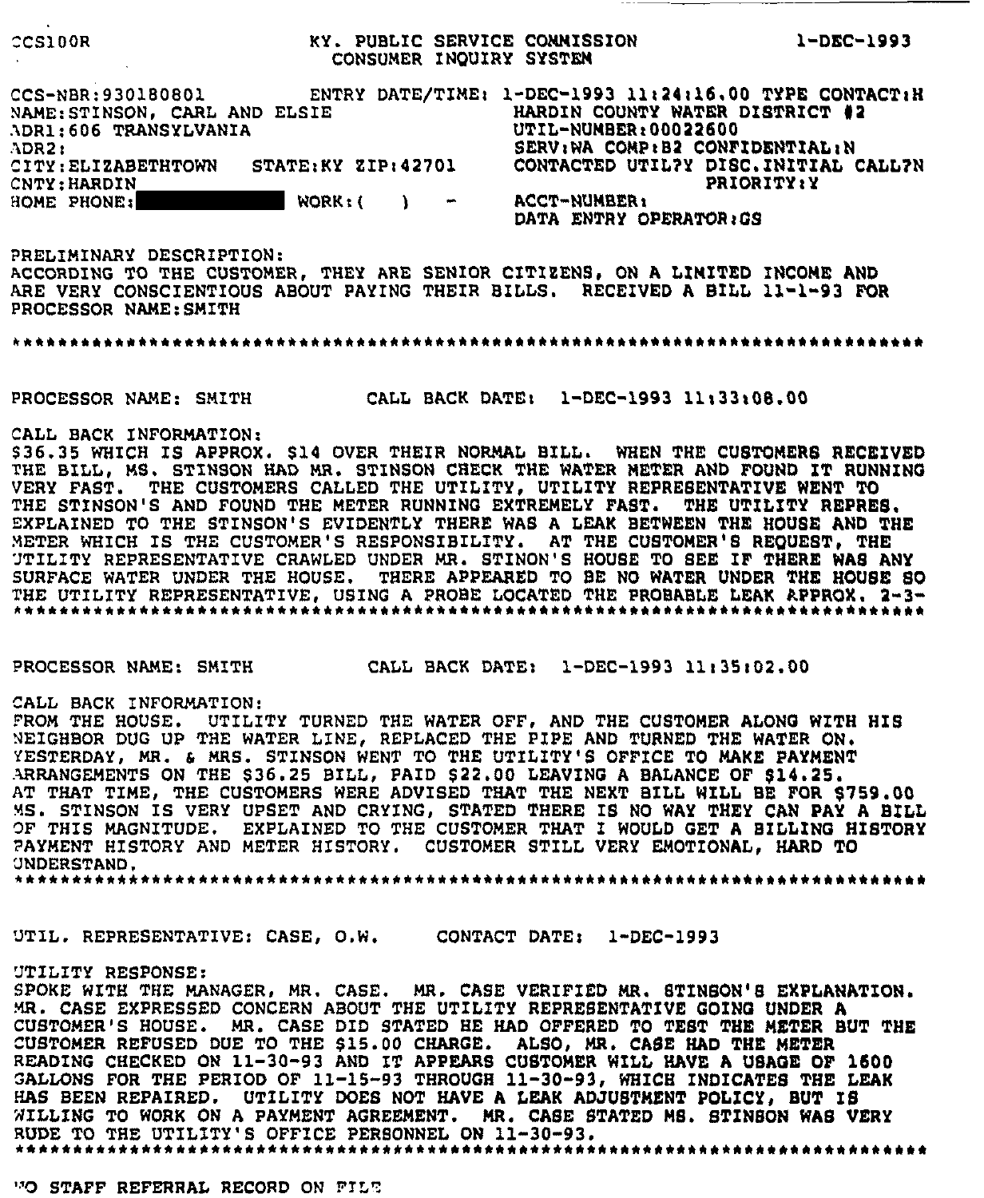CCS100R                    KY. PUBLIC SERVICE COMMISSION                    1-DEC-1993
CONSUMER INQUIRY SYSTEM

CCS-NBR:930180801          ENTRY DATE/TIME: 1-DEC-1993 11:24:16.00 TYPE CONTACT:H
NAME:STINSON, CARL AND ELSIE          HARDIN COUNTY WATER DISTRICT #2
ADR1:606 TRANSYLVANIA          UTIL-NUMBER:00022600
ADR2:          SERV:WA COMP:B2 CONFIDENTIAL:N
CITY:ELIZABETHTOWN   STATE:KY ZIP:42701          CONTACTED UTIL?Y DISC.INITIAL CALL?N
CNTY:HARDIN          PRIORITY:Y
HOME PHONE:[REDACTED]   WORK:(   )   -          ACCT-NUMBER:
DATA ENTRY OPERATOR:GS

PRELIMINARY DESCRIPTION:
ACCORDING TO THE CUSTOMER, THEY ARE SENIOR CITIZENS, ON A LIMITED INCOME AND ARE VERY CONSCIENTIOUS ABOUT PAYING THEIR BILLS. RECEIVED A BILL 11-1-93 FOR
PROCESSOR NAME:SMITH

*********************************************************************************

PROCESSOR NAME: SMITH          CALL BACK DATE: 1-DEC-1993 11:33:08.00

CALL BACK INFORMATION:
$36.35 WHICH IS APPROX. $14 OVER THEIR NORMAL BILL. WHEN THE CUSTOMERS RECEIVED THE BILL, MS. STINSON HAD MR. STINSON CHECK THE WATER METER AND FOUND IT RUNNING VERY FAST. THE CUSTOMERS CALLED THE UTILITY, UTILITY REPRESENTATIVE WENT TO THE STINSON'S AND FOUND THE METER RUNNING EXTREMELY FAST. THE UTILITY REPRES. EXPLAINED TO THE STINSON'S EVIDENTLY THERE WAS A LEAK BETWEEN THE HOUSE AND THE METER WHICH IS THE CUSTOMER'S RESPONSIBILITY. AT THE CUSTOMER'S REQUEST, THE UTILITY REPRESENTATIVE CRAWLED UNDER MR. STINON'S HOUSE TO SEE IF THERE WAS ANY SURFACE WATER UNDER THE HOUSE. THERE APPEARED TO BE NO WATER UNDER THE HOUSE SO THE UTILITY REPRESENTATIVE, USING A PROBE LOCATED THE PROBABLE LEAK APPROX. 2-3-
*********************************************************************************

PROCESSOR NAME: SMITH          CALL BACK DATE: 1-DEC-1993 11:35:02.00

CALL BACK INFORMATION:
FROM THE HOUSE. UTILITY TURNED THE WATER OFF, AND THE CUSTOMER ALONG WITH HIS NEIGHBOR DUG UP THE WATER LINE, REPLACED THE PIPE AND TURNED THE WATER ON. YESTERDAY, MR. & MRS. STINSON WENT TO THE UTILITY'S OFFICE TO MAKE PAYMENT ARRANGEMENTS ON THE $36.25 BILL, PAID $22.00 LEAVING A BALANCE OF $14.25. AT THAT TIME, THE CUSTOMERS WERE ADVISED THAT THE NEXT BILL WILL BE FOR $759.00 MS. STINSON IS VERY UPSET AND CRYING, STATED THERE IS NO WAY THEY CAN PAY A BILL OF THIS MAGNITUDE. EXPLAINED TO THE CUSTOMER THAT I WOULD GET A BILLING HISTORY PAYMENT HISTORY AND METER HISTORY. CUSTOMER STILL VERY EMOTIONAL, HARD TO UNDERSTAND.
*********************************************************************************

UTIL. REPRESENTATIVE: CASE, O.W.          CONTACT DATE: 1-DEC-1993

UTILITY RESPONSE:
SPOKE WITH THE MANAGER, MR. CASE. MR. CASE VERIFIED MR. STINSON'S EXPLANATION. MR. CASE EXPRESSED CONCERN ABOUT THE UTILITY REPRESENTATIVE GOING UNDER A CUSTOMER'S HOUSE. MR. CASE DID STATED HE HAD OFFERED TO TEST THE METER BUT THE CUSTOMER REFUSED DUE TO THE $15.00 CHARGE. ALSO, MR. CASE HAD THE METER READING CHECKED ON 11-30-93 AND IT APPEARS CUSTOMER WILL HAVE A USAGE OF 1600 GALLONS FOR THE PERIOD OF 11-15-93 THROUGH 11-30-93, WHICH INDICATES THE LEAK HAS BEEN REPAIRED. UTILITY DOES NOT HAVE A LEAK ADJUSTMENT POLICY, BUT IS WILLING TO WORK ON A PAYMENT AGREEMENT. MR. CASE STATED MS. STINSON WAS VERY RUDE TO THE UTILITY'S OFFICE PERSONNEL ON 11-30-93.
*********************************************************************************

NO STAFF REFERRAL RECORD ON FILE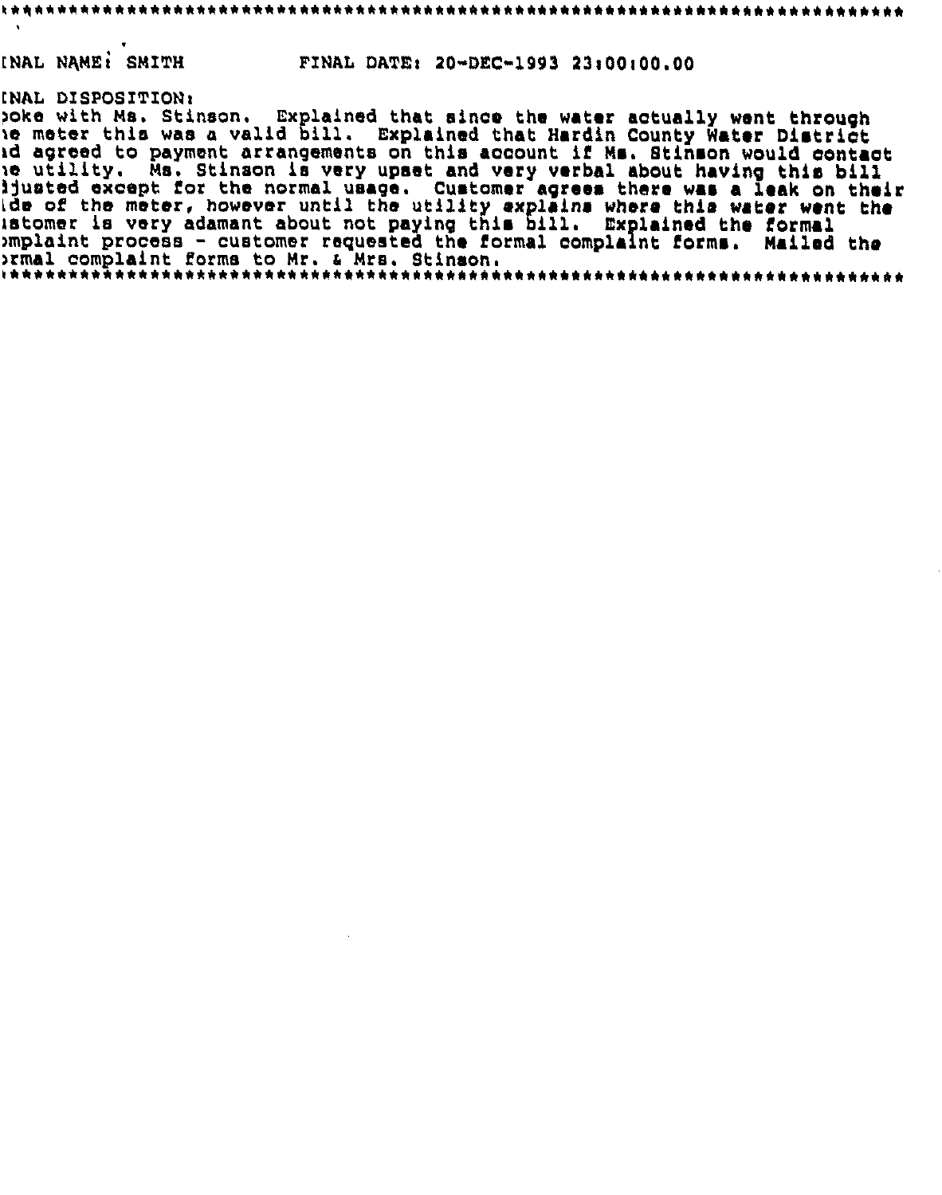*******************************************************************************

INAL NAME: SMITH FINAL DATE: 20-DEC-1993 23:00:00.00

INAL DISPOSITION:
poke with Ms. Stinson. Explained that since the water actually went through
he meter this was a valid bill. Explained that Hardin County Water District
ad agreed to payment arrangements on this account if Ms. Stinson would contact
he utility. Ms. Stinson is very upset and very verbal about having this bill
djusted except for the normal usage. Customer agrees there was a leak on their
ide of the meter, however until the utility explains where this water went the
ustomer is very adamant about not paying this bill. Explained the formal
omplaint process - customer requested the formal complaint forms. Mailed the
ormal complaint forms to Mr. & Mrs. Stinson.
*******************************************************************************